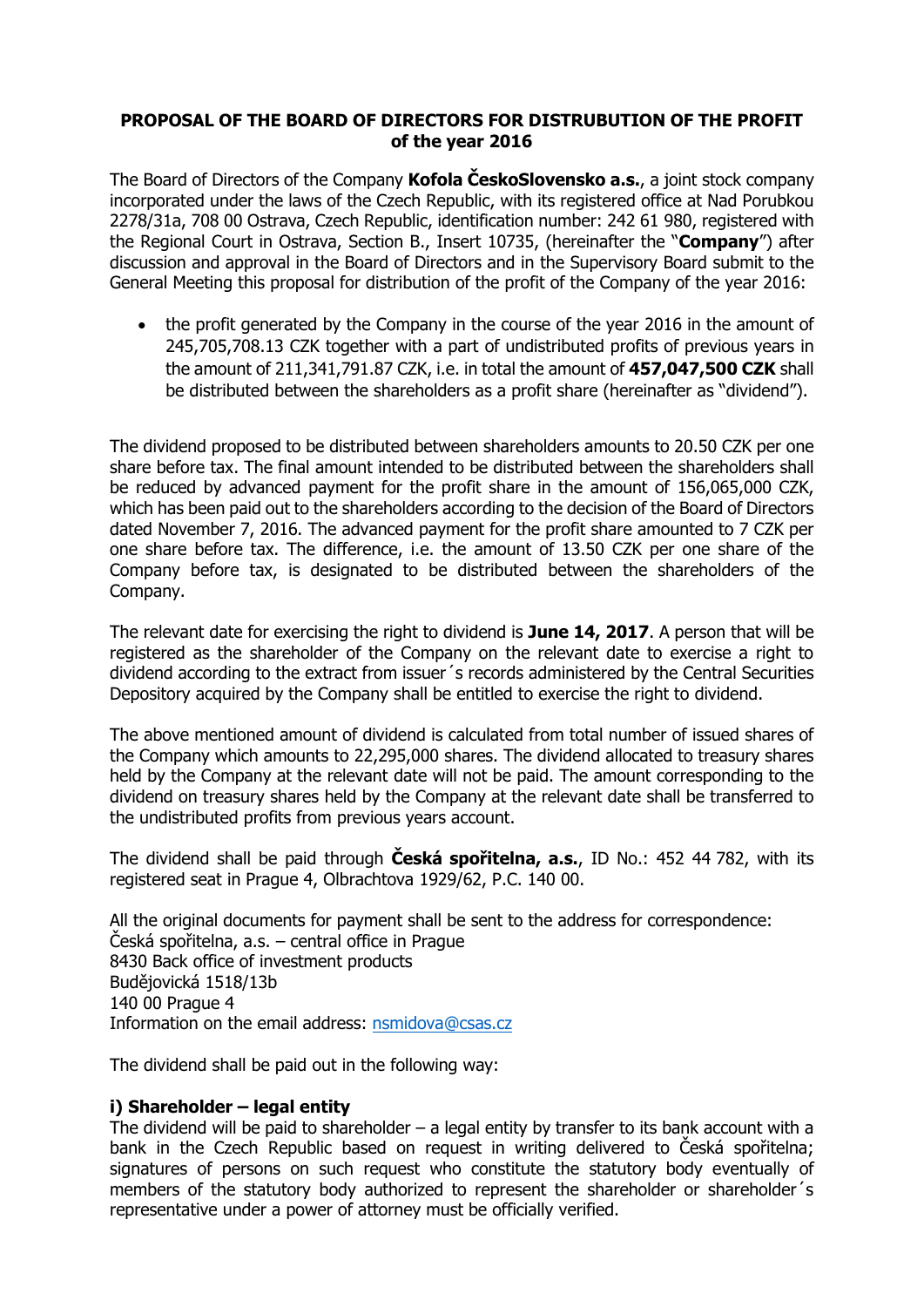**PROPOSAL OF THE BOARD OF DIRECTORS FOR DISTRUBUTION OF THE PROFIT of the year 2016**

The Board of Directors of the Company **Kofola ČeskoSlovensko a.s.**, a joint stock company incorporated under the laws of the Czech Republic, with its registered office at Nad Porubkou 2278/31a, 708 00 Ostrava, Czech Republic, identification number: 242 61 980, registered with the Regional Court in Ostrava, Section B., Insert 10735, (hereinafter the "**Company**") after discussion and approval in the Board of Directors and in the Supervisory Board submit to the General Meeting this proposal for distribution of the profit of the Company of the year 2016:

- the profit generated by the Company in the course of the year 2016 in the amount of 245,705,708.13 CZK together with a part of undistributed profits of previous years in the amount of 211,341,791.87 CZK, i.e. in total the amount of **457,047,500 CZK** shall be distributed between the shareholders as a profit share (hereinafter as "dividend").

The dividend proposed to be distributed between shareholders amounts to 20.50 CZK per one share before tax. The final amount intended to be distributed between the shareholders shall be reduced by advanced payment for the profit share in the amount of 156,065,000 CZK, which has been paid out to the shareholders according to the decision of the Board of Directors dated November 7, 2016. The advanced payment for the profit share amounted to 7 CZK per one share before tax. The difference, i.e. the amount of 13.50 CZK per one share of the Company before tax, is designated to be distributed between the shareholders of the Company.

The relevant date for exercising the right to dividend is **June 14, 2017**. A person that will be registered as the shareholder of the Company on the relevant date to exercise a right to dividend according to the extract from issuer´s records administered by the Central Securities Depository acquired by the Company shall be entitled to exercise the right to dividend.

The above mentioned amount of dividend is calculated from total number of issued shares of the Company which amounts to 22,295,000 shares. The dividend allocated to treasury shares held by the Company at the relevant date will not be paid. The amount corresponding to the dividend on treasury shares held by the Company at the relevant date shall be transferred to the undistributed profits from previous years account.

The dividend shall be paid through **Česká spořitelna, a.s.**, ID No.: 452 44 782, with its registered seat in Prague 4, Olbrachtova 1929/62, P.C. 140 00.

All the original documents for payment shall be sent to the address for correspondence:
Česká spořitelna, a.s. – central office in Prague
8430 Back office of investment products
Budějovická 1518/13b
140 00 Prague 4
Information on the email address: nsmidova@csas.cz

The dividend shall be paid out in the following way:

**i) Shareholder – legal entity**

The dividend will be paid to shareholder – a legal entity by transfer to its bank account with a bank in the Czech Republic based on request in writing delivered to Česká spořitelna; signatures of persons on such request who constitute the statutory body eventually of members of the statutory body authorized to represent the shareholder or shareholder´s representative under a power of attorney must be officially verified.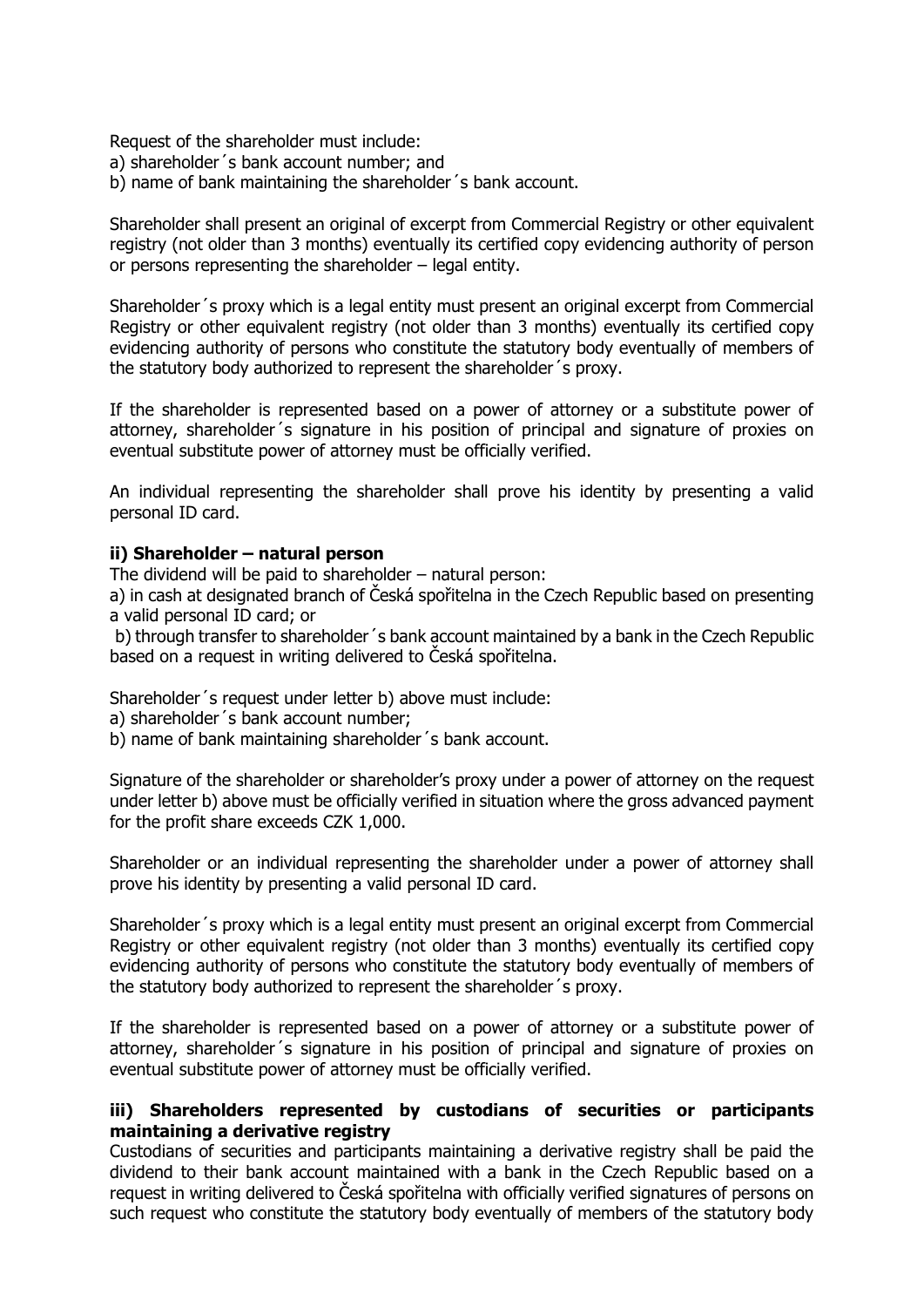Request of the shareholder must include:
a) shareholder´s bank account number; and
b) name of bank maintaining the shareholder´s bank account.

Shareholder shall present an original of excerpt from Commercial Registry or other equivalent registry (not older than 3 months) eventually its certified copy evidencing authority of person or persons representing the shareholder – legal entity.

Shareholder´s proxy which is a legal entity must present an original excerpt from Commercial Registry or other equivalent registry (not older than 3 months) eventually its certified copy evidencing authority of persons who constitute the statutory body eventually of members of the statutory body authorized to represent the shareholder´s proxy.

If the shareholder is represented based on a power of attorney or a substitute power of attorney, shareholder´s signature in his position of principal and signature of proxies on eventual substitute power of attorney must be officially verified.

An individual representing the shareholder shall prove his identity by presenting a valid personal ID card.

**ii) Shareholder – natural person**

The dividend will be paid to shareholder – natural person:
a) in cash at designated branch of Česká spořitelna in the Czech Republic based on presenting a valid personal ID card; or
b) through transfer to shareholder´s bank account maintained by a bank in the Czech Republic based on a request in writing delivered to Česká spořitelna.

Shareholder´s request under letter b) above must include:
a) shareholder´s bank account number;
b) name of bank maintaining shareholder´s bank account.

Signature of the shareholder or shareholder's proxy under a power of attorney on the request under letter b) above must be officially verified in situation where the gross advanced payment for the profit share exceeds CZK 1,000.

Shareholder or an individual representing the shareholder under a power of attorney shall prove his identity by presenting a valid personal ID card.

Shareholder´s proxy which is a legal entity must present an original excerpt from Commercial Registry or other equivalent registry (not older than 3 months) eventually its certified copy evidencing authority of persons who constitute the statutory body eventually of members of the statutory body authorized to represent the shareholder´s proxy.

If the shareholder is represented based on a power of attorney or a substitute power of attorney, shareholder´s signature in his position of principal and signature of proxies on eventual substitute power of attorney must be officially verified.

**iii) Shareholders represented by custodians of securities or participants maintaining a derivative registry**

Custodians of securities and participants maintaining a derivative registry shall be paid the dividend to their bank account maintained with a bank in the Czech Republic based on a request in writing delivered to Česká spořitelna with officially verified signatures of persons on such request who constitute the statutory body eventually of members of the statutory body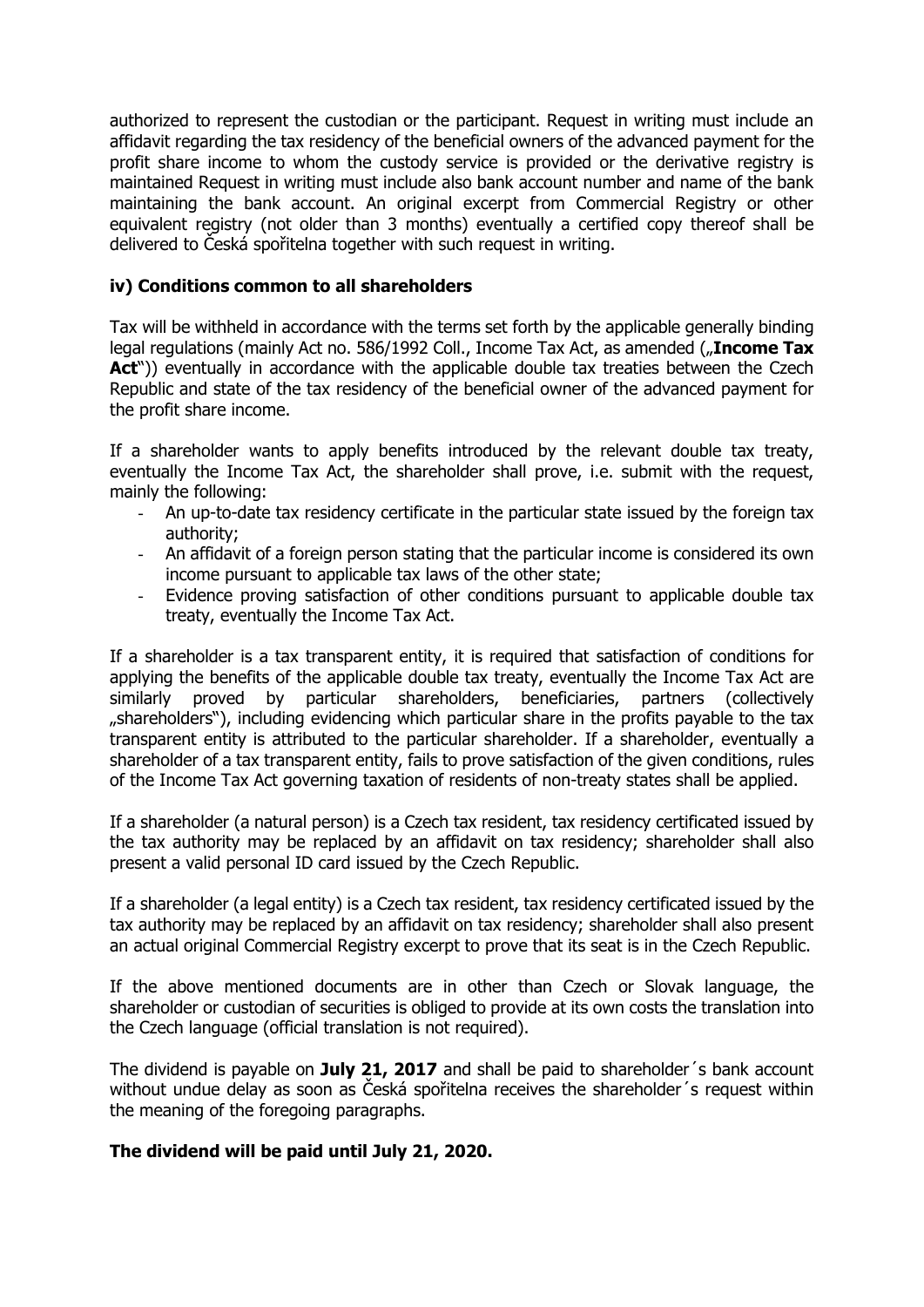authorized to represent the custodian or the participant. Request in writing must include an affidavit regarding the tax residency of the beneficial owners of the advanced payment for the profit share income to whom the custody service is provided or the derivative registry is maintained Request in writing must include also bank account number and name of the bank maintaining the bank account. An original excerpt from Commercial Registry or other equivalent registry (not older than 3 months) eventually a certified copy thereof shall be delivered to Česká spořitelna together with such request in writing.

### iv) Conditions common to all shareholders

Tax will be withheld in accordance with the terms set forth by the applicable generally binding legal regulations (mainly Act no. 586/1992 Coll., Income Tax Act, as amended („**Income Tax Act**")) eventually in accordance with the applicable double tax treaties between the Czech Republic and state of the tax residency of the beneficial owner of the advanced payment for the profit share income.

If a shareholder wants to apply benefits introduced by the relevant double tax treaty, eventually the Income Tax Act, the shareholder shall prove, i.e. submit with the request, mainly the following:

- An up-to-date tax residency certificate in the particular state issued by the foreign tax authority;
- An affidavit of a foreign person stating that the particular income is considered its own income pursuant to applicable tax laws of the other state;
- Evidence proving satisfaction of other conditions pursuant to applicable double tax treaty, eventually the Income Tax Act.

If a shareholder is a tax transparent entity, it is required that satisfaction of conditions for applying the benefits of the applicable double tax treaty, eventually the Income Tax Act are similarly proved by particular shareholders, beneficiaries, partners (collectively „shareholders"), including evidencing which particular share in the profits payable to the tax transparent entity is attributed to the particular shareholder. If a shareholder, eventually a shareholder of a tax transparent entity, fails to prove satisfaction of the given conditions, rules of the Income Tax Act governing taxation of residents of non-treaty states shall be applied.

If a shareholder (a natural person) is a Czech tax resident, tax residency certificated issued by the tax authority may be replaced by an affidavit on tax residency; shareholder shall also present a valid personal ID card issued by the Czech Republic.

If a shareholder (a legal entity) is a Czech tax resident, tax residency certificated issued by the tax authority may be replaced by an affidavit on tax residency; shareholder shall also present an actual original Commercial Registry excerpt to prove that its seat is in the Czech Republic.

If the above mentioned documents are in other than Czech or Slovak language, the shareholder or custodian of securities is obliged to provide at its own costs the translation into the Czech language (official translation is not required).

The dividend is payable on **July 21, 2017** and shall be paid to shareholder´s bank account without undue delay as soon as Česká spořitelna receives the shareholder´s request within the meaning of the foregoing paragraphs.

**The dividend will be paid until July 21, 2020.**